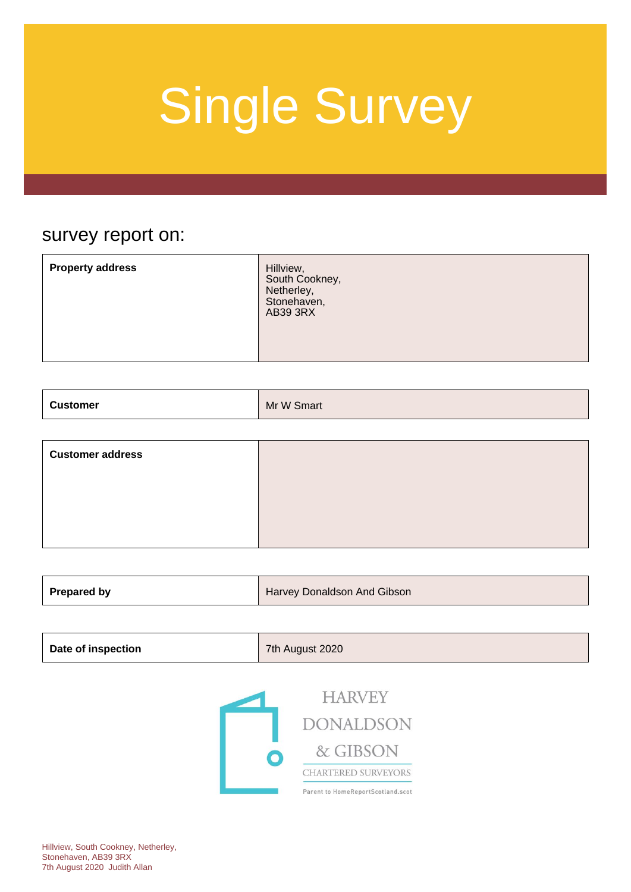# Single Survey

## survey report on:

| | |
|---|---|
| **Property address** | Hillview,<br>South Cookney,<br>Netherley,<br>Stonehaven,<br>AB39 3RX |

| | |
|---|---|
| **Customer** | Mr W Smart |

| | |
|---|---|
| **Customer address** | |

| | |
|---|---|
| **Prepared by** | Harvey Donaldson And Gibson |

| | |
|---|---|
| **Date of inspection** | 7th August 2020 |

HARVEY DONALDSON & GIBSON
CHARTERED SURVEYORS
Parent to HomeReportScotland.scot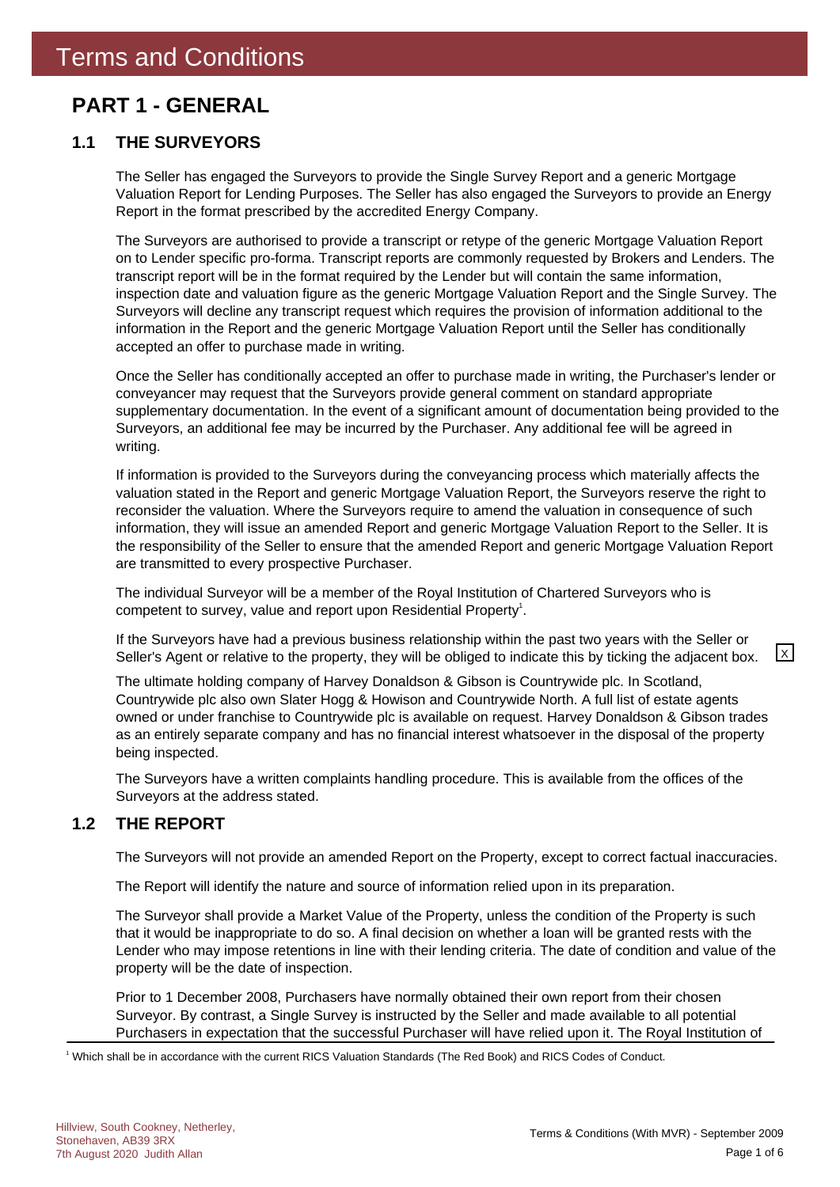# Terms and Conditions

## PART 1 - GENERAL

### 1.1 THE SURVEYORS

The Seller has engaged the Surveyors to provide the Single Survey Report and a generic Mortgage Valuation Report for Lending Purposes. The Seller has also engaged the Surveyors to provide an Energy Report in the format prescribed by the accredited Energy Company.

The Surveyors are authorised to provide a transcript or retype of the generic Mortgage Valuation Report on to Lender specific pro-forma. Transcript reports are commonly requested by Brokers and Lenders. The transcript report will be in the format required by the Lender but will contain the same information, inspection date and valuation figure as the generic Mortgage Valuation Report and the Single Survey. The Surveyors will decline any transcript request which requires the provision of information additional to the information in the Report and the generic Mortgage Valuation Report until the Seller has conditionally accepted an offer to purchase made in writing.

Once the Seller has conditionally accepted an offer to purchase made in writing, the Purchaser's lender or conveyancer may request that the Surveyors provide general comment on standard appropriate supplementary documentation. In the event of a significant amount of documentation being provided to the Surveyors, an additional fee may be incurred by the Purchaser. Any additional fee will be agreed in writing.

If information is provided to the Surveyors during the conveyancing process which materially affects the valuation stated in the Report and generic Mortgage Valuation Report, the Surveyors reserve the right to reconsider the valuation. Where the Surveyors require to amend the valuation in consequence of such information, they will issue an amended Report and generic Mortgage Valuation Report to the Seller. It is the responsibility of the Seller to ensure that the amended Report and generic Mortgage Valuation Report are transmitted to every prospective Purchaser.

The individual Surveyor will be a member of the Royal Institution of Chartered Surveyors who is competent to survey, value and report upon Residential Property[1].

If the Surveyors have had a previous business relationship within the past two years with the Seller or Seller's Agent or relative to the property, they will be obliged to indicate this by ticking the adjacent box. [X]

The ultimate holding company of Harvey Donaldson & Gibson is Countrywide plc. In Scotland, Countrywide plc also own Slater Hogg & Howison and Countrywide North. A full list of estate agents owned or under franchise to Countrywide plc is available on request. Harvey Donaldson & Gibson trades as an entirely separate company and has no financial interest whatsoever in the disposal of the property being inspected.

The Surveyors have a written complaints handling procedure. This is available from the offices of the Surveyors at the address stated.

### 1.2 THE REPORT

The Surveyors will not provide an amended Report on the Property, except to correct factual inaccuracies.

The Report will identify the nature and source of information relied upon in its preparation.

The Surveyor shall provide a Market Value of the Property, unless the condition of the Property is such that it would be inappropriate to do so. A final decision on whether a loan will be granted rests with the Lender who may impose retentions in line with their lending criteria. The date of condition and value of the property will be the date of inspection.

Prior to 1 December 2008, Purchasers have normally obtained their own report from their chosen Surveyor. By contrast, a Single Survey is instructed by the Seller and made available to all potential Purchasers in expectation that the successful Purchaser will have relied upon it. The Royal Institution of

[1] Which shall be in accordance with the current RICS Valuation Standards (The Red Book) and RICS Codes of Conduct.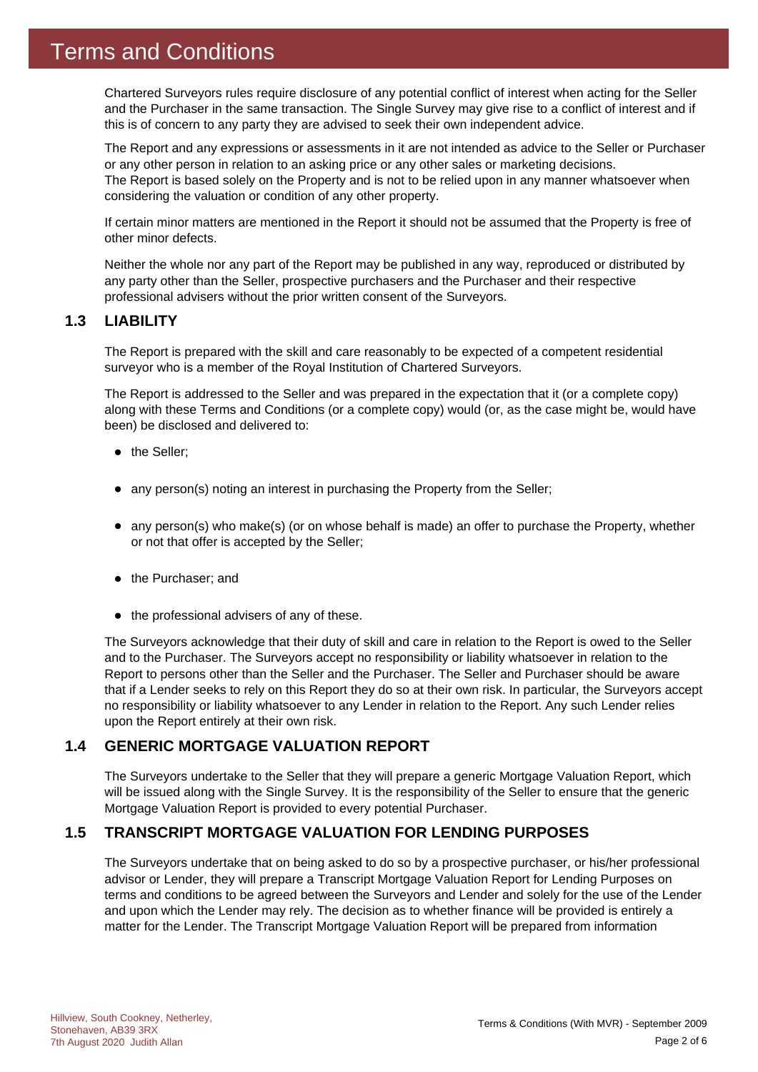# Terms and Conditions

Chartered Surveyors rules require disclosure of any potential conflict of interest when acting for the Seller and the Purchaser in the same transaction. The Single Survey may give rise to a conflict of interest and if this is of concern to any party they are advised to seek their own independent advice.

The Report and any expressions or assessments in it are not intended as advice to the Seller or Purchaser or any other person in relation to an asking price or any other sales or marketing decisions.
The Report is based solely on the Property and is not to be relied upon in any manner whatsoever when considering the valuation or condition of any other property.

If certain minor matters are mentioned in the Report it should not be assumed that the Property is free of other minor defects.

Neither the whole nor any part of the Report may be published in any way, reproduced or distributed by any party other than the Seller, prospective purchasers and the Purchaser and their respective professional advisers without the prior written consent of the Surveyors.

## 1.3 LIABILITY

The Report is prepared with the skill and care reasonably to be expected of a competent residential surveyor who is a member of the Royal Institution of Chartered Surveyors.

The Report is addressed to the Seller and was prepared in the expectation that it (or a complete copy) along with these Terms and Conditions (or a complete copy) would (or, as the case might be, would have been) be disclosed and delivered to:

- the Seller;
- any person(s) noting an interest in purchasing the Property from the Seller;
- any person(s) who make(s) (or on whose behalf is made) an offer to purchase the Property, whether or not that offer is accepted by the Seller;
- the Purchaser; and
- the professional advisers of any of these.

The Surveyors acknowledge that their duty of skill and care in relation to the Report is owed to the Seller and to the Purchaser. The Surveyors accept no responsibility or liability whatsoever in relation to the Report to persons other than the Seller and the Purchaser. The Seller and Purchaser should be aware that if a Lender seeks to rely on this Report they do so at their own risk. In particular, the Surveyors accept no responsibility or liability whatsoever to any Lender in relation to the Report. Any such Lender relies upon the Report entirely at their own risk.

## 1.4 GENERIC MORTGAGE VALUATION REPORT

The Surveyors undertake to the Seller that they will prepare a generic Mortgage Valuation Report, which will be issued along with the Single Survey. It is the responsibility of the Seller to ensure that the generic Mortgage Valuation Report is provided to every potential Purchaser.

## 1.5 TRANSCRIPT MORTGAGE VALUATION FOR LENDING PURPOSES

The Surveyors undertake that on being asked to do so by a prospective purchaser, or his/her professional advisor or Lender, they will prepare a Transcript Mortgage Valuation Report for Lending Purposes on terms and conditions to be agreed between the Surveyors and Lender and solely for the use of the Lender and upon which the Lender may rely. The decision as to whether finance will be provided is entirely a matter for the Lender. The Transcript Mortgage Valuation Report will be prepared from information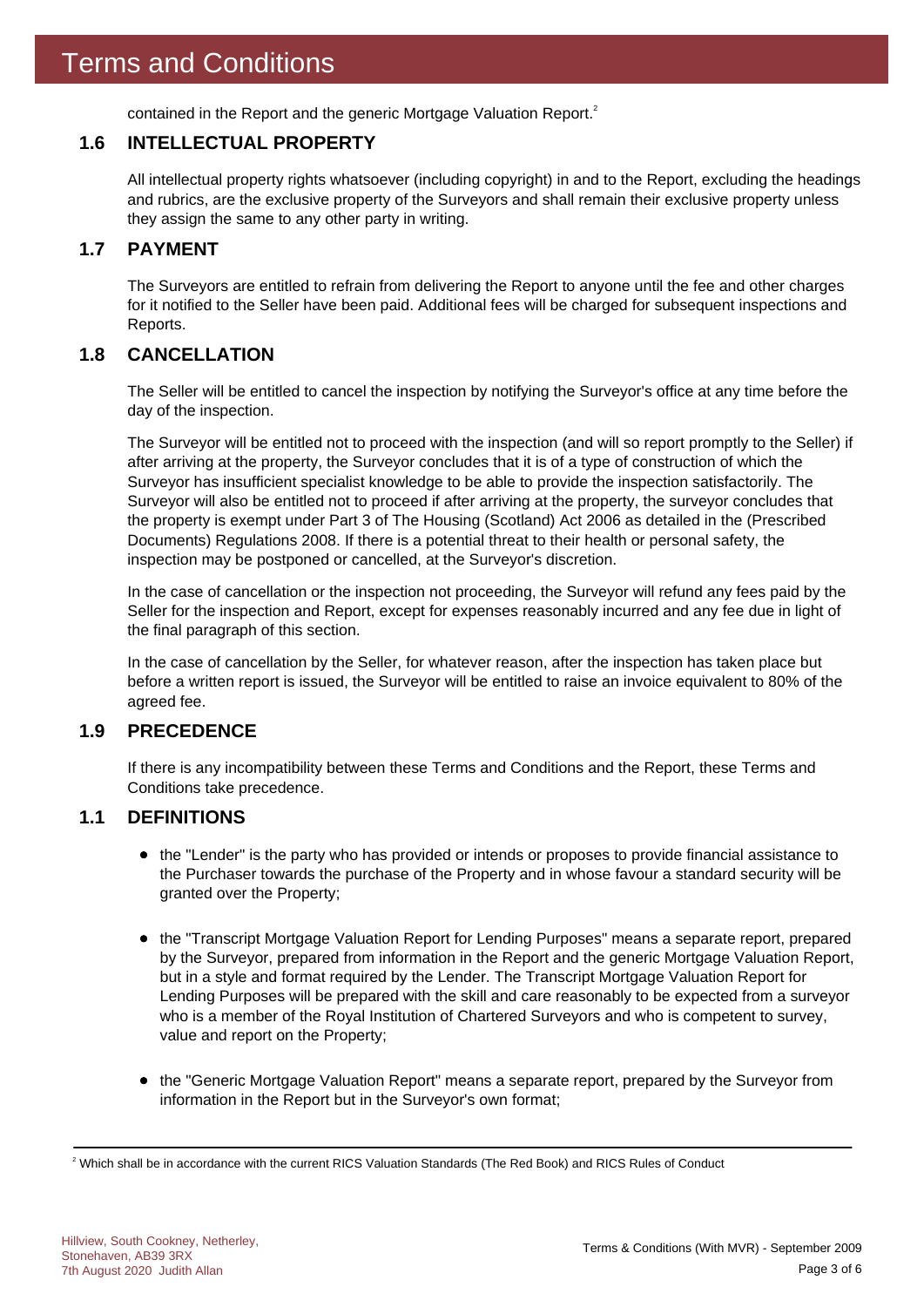contained in the Report and the generic Mortgage Valuation Report.[2]

### 1.6 INTELLECTUAL PROPERTY

All intellectual property rights whatsoever (including copyright) in and to the Report, excluding the headings and rubrics, are the exclusive property of the Surveyors and shall remain their exclusive property unless they assign the same to any other party in writing.

### 1.7 PAYMENT

The Surveyors are entitled to refrain from delivering the Report to anyone until the fee and other charges for it notified to the Seller have been paid. Additional fees will be charged for subsequent inspections and Reports.

### 1.8 CANCELLATION

The Seller will be entitled to cancel the inspection by notifying the Surveyor's office at any time before the day of the inspection.

The Surveyor will be entitled not to proceed with the inspection (and will so report promptly to the Seller) if after arriving at the property, the Surveyor concludes that it is of a type of construction of which the Surveyor has insufficient specialist knowledge to be able to provide the inspection satisfactorily. The Surveyor will also be entitled not to proceed if after arriving at the property, the surveyor concludes that the property is exempt under Part 3 of The Housing (Scotland) Act 2006 as detailed in the (Prescribed Documents) Regulations 2008. If there is a potential threat to their health or personal safety, the inspection may be postponed or cancelled, at the Surveyor's discretion.

In the case of cancellation or the inspection not proceeding, the Surveyor will refund any fees paid by the Seller for the inspection and Report, except for expenses reasonably incurred and any fee due in light of the final paragraph of this section.

In the case of cancellation by the Seller, for whatever reason, after the inspection has taken place but before a written report is issued, the Surveyor will be entitled to raise an invoice equivalent to 80% of the agreed fee.

### 1.9 PRECEDENCE

If there is any incompatibility between these Terms and Conditions and the Report, these Terms and Conditions take precedence.

### 1.1 DEFINITIONS

- the "Lender" is the party who has provided or intends or proposes to provide financial assistance to the Purchaser towards the purchase of the Property and in whose favour a standard security will be granted over the Property;

- the "Transcript Mortgage Valuation Report for Lending Purposes" means a separate report, prepared by the Surveyor, prepared from information in the Report and the generic Mortgage Valuation Report, but in a style and format required by the Lender. The Transcript Mortgage Valuation Report for Lending Purposes will be prepared with the skill and care reasonably to be expected from a surveyor who is a member of the Royal Institution of Chartered Surveyors and who is competent to survey, value and report on the Property;

- the "Generic Mortgage Valuation Report" means a separate report, prepared by the Surveyor from information in the Report but in the Surveyor's own format;

---

[2] Which shall be in accordance with the current RICS Valuation Standards (The Red Book) and RICS Rules of Conduct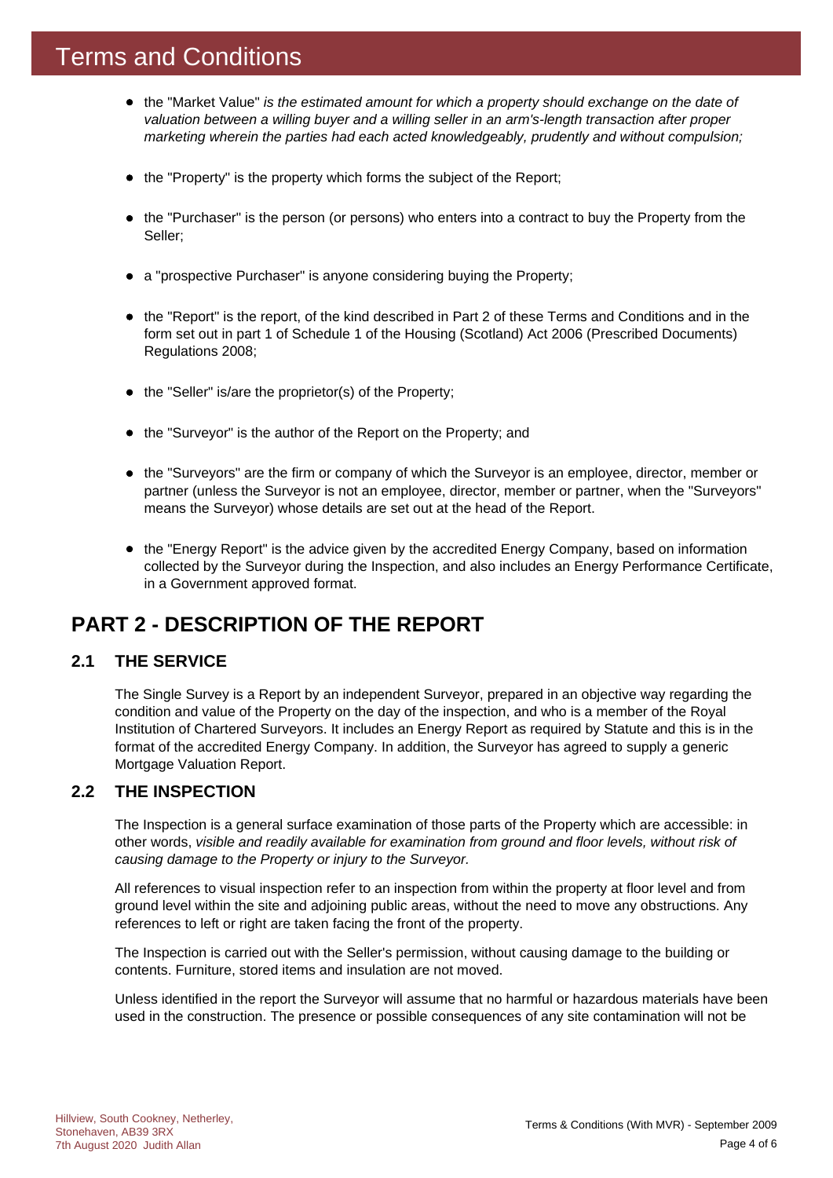# Terms and Conditions

- the "Market Value" *is the estimated amount for which a property should exchange on the date of valuation between a willing buyer and a willing seller in an arm's-length transaction after proper marketing wherein the parties had each acted knowledgeably, prudently and without compulsion;*
- the "Property" is the property which forms the subject of the Report;
- the "Purchaser" is the person (or persons) who enters into a contract to buy the Property from the Seller;
- a "prospective Purchaser" is anyone considering buying the Property;
- the "Report" is the report, of the kind described in Part 2 of these Terms and Conditions and in the form set out in part 1 of Schedule 1 of the Housing (Scotland) Act 2006 (Prescribed Documents) Regulations 2008;
- the "Seller" is/are the proprietor(s) of the Property;
- the "Surveyor" is the author of the Report on the Property; and
- the "Surveyors" are the firm or company of which the Surveyor is an employee, director, member or partner (unless the Surveyor is not an employee, director, member or partner, when the "Surveyors" means the Surveyor) whose details are set out at the head of the Report.
- the "Energy Report" is the advice given by the accredited Energy Company, based on information collected by the Surveyor during the Inspection, and also includes an Energy Performance Certificate, in a Government approved format.

## PART 2 - DESCRIPTION OF THE REPORT

### 2.1 THE SERVICE

The Single Survey is a Report by an independent Surveyor, prepared in an objective way regarding the condition and value of the Property on the day of the inspection, and who is a member of the Royal Institution of Chartered Surveyors. It includes an Energy Report as required by Statute and this is in the format of the accredited Energy Company. In addition, the Surveyor has agreed to supply a generic Mortgage Valuation Report.

### 2.2 THE INSPECTION

The Inspection is a general surface examination of those parts of the Property which are accessible: in other words, *visible and readily available for examination from ground and floor levels, without risk of causing damage to the Property or injury to the Surveyor.*

All references to visual inspection refer to an inspection from within the property at floor level and from ground level within the site and adjoining public areas, without the need to move any obstructions. Any references to left or right are taken facing the front of the property.

The Inspection is carried out with the Seller's permission, without causing damage to the building or contents. Furniture, stored items and insulation are not moved.

Unless identified in the report the Surveyor will assume that no harmful or hazardous materials have been used in the construction. The presence or possible consequences of any site contamination will not be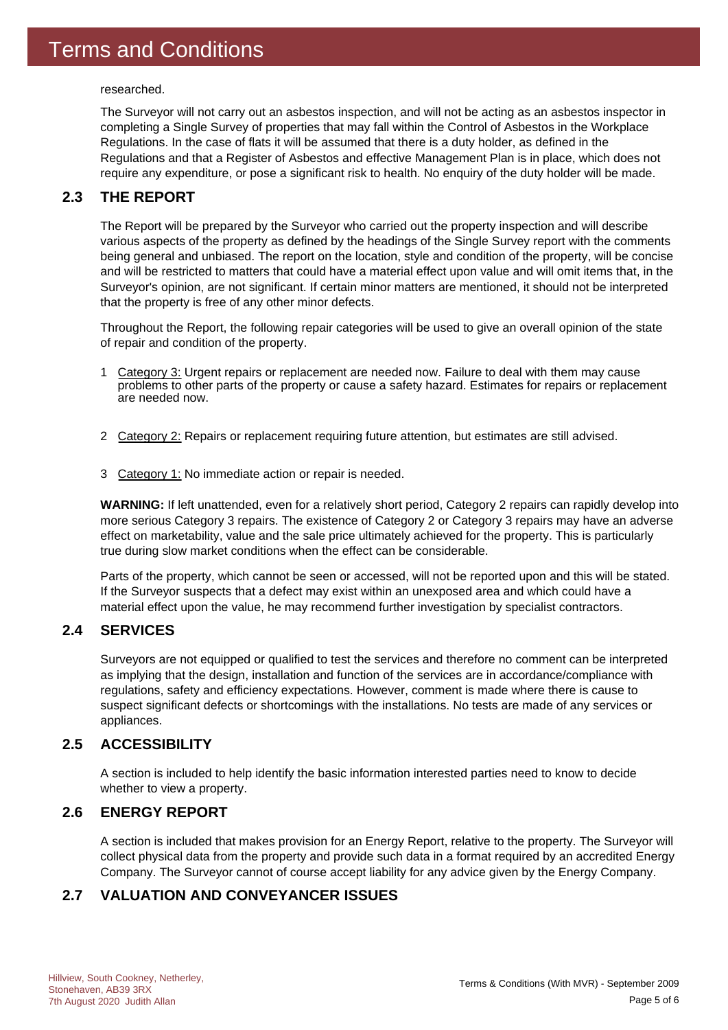researched.

The Surveyor will not carry out an asbestos inspection, and will not be acting as an asbestos inspector in completing a Single Survey of properties that may fall within the Control of Asbestos in the Workplace Regulations. In the case of flats it will be assumed that there is a duty holder, as defined in the Regulations and that a Register of Asbestos and effective Management Plan is in place, which does not require any expenditure, or pose a significant risk to health. No enquiry of the duty holder will be made.

## 2.3 THE REPORT

The Report will be prepared by the Surveyor who carried out the property inspection and will describe various aspects of the property as defined by the headings of the Single Survey report with the comments being general and unbiased. The report on the location, style and condition of the property, will be concise and will be restricted to matters that could have a material effect upon value and will omit items that, in the Surveyor's opinion, are not significant. If certain minor matters are mentioned, it should not be interpreted that the property is free of any other minor defects.

Throughout the Report, the following repair categories will be used to give an overall opinion of the state of repair and condition of the property.

1. Category 3: Urgent repairs or replacement are needed now. Failure to deal with them may cause problems to other parts of the property or cause a safety hazard. Estimates for repairs or replacement are needed now.
2. Category 2: Repairs or replacement requiring future attention, but estimates are still advised.
3. Category 1: No immediate action or repair is needed.

**WARNING:** If left unattended, even for a relatively short period, Category 2 repairs can rapidly develop into more serious Category 3 repairs. The existence of Category 2 or Category 3 repairs may have an adverse effect on marketability, value and the sale price ultimately achieved for the property. This is particularly true during slow market conditions when the effect can be considerable.

Parts of the property, which cannot be seen or accessed, will not be reported upon and this will be stated. If the Surveyor suspects that a defect may exist within an unexposed area and which could have a material effect upon the value, he may recommend further investigation by specialist contractors.

## 2.4 SERVICES

Surveyors are not equipped or qualified to test the services and therefore no comment can be interpreted as implying that the design, installation and function of the services are in accordance/compliance with regulations, safety and efficiency expectations. However, comment is made where there is cause to suspect significant defects or shortcomings with the installations. No tests are made of any services or appliances.

## 2.5 ACCESSIBILITY

A section is included to help identify the basic information interested parties need to know to decide whether to view a property.

## 2.6 ENERGY REPORT

A section is included that makes provision for an Energy Report, relative to the property. The Surveyor will collect physical data from the property and provide such data in a format required by an accredited Energy Company. The Surveyor cannot of course accept liability for any advice given by the Energy Company.

## 2.7 VALUATION AND CONVEYANCER ISSUES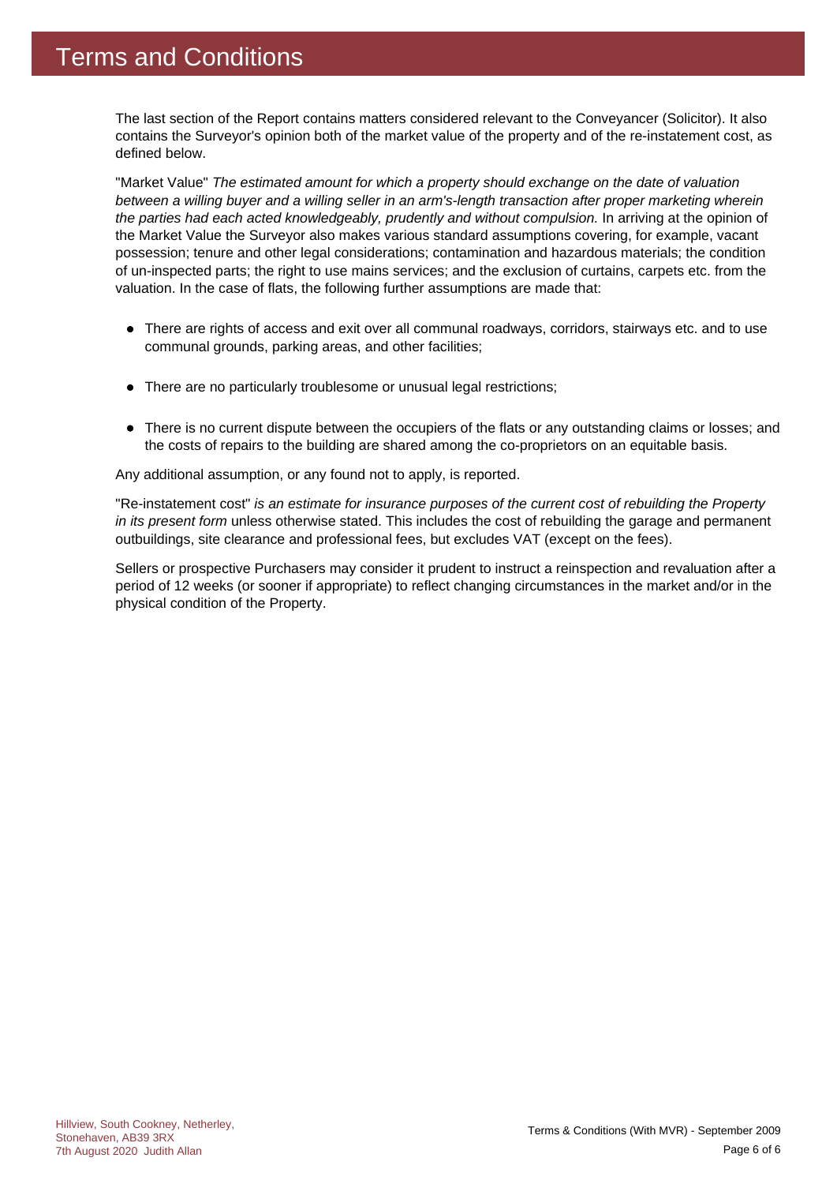# Terms and Conditions

The last section of the Report contains matters considered relevant to the Conveyancer (Solicitor). It also contains the Surveyor's opinion both of the market value of the property and of the re-instatement cost, as defined below.

"Market Value" *The estimated amount for which a property should exchange on the date of valuation between a willing buyer and a willing seller in an arm's-length transaction after proper marketing wherein the parties had each acted knowledgeably, prudently and without compulsion.* In arriving at the opinion of the Market Value the Surveyor also makes various standard assumptions covering, for example, vacant possession; tenure and other legal considerations; contamination and hazardous materials; the condition of un-inspected parts; the right to use mains services; and the exclusion of curtains, carpets etc. from the valuation. In the case of flats, the following further assumptions are made that:

- There are rights of access and exit over all communal roadways, corridors, stairways etc. and to use communal grounds, parking areas, and other facilities;
- There are no particularly troublesome or unusual legal restrictions;
- There is no current dispute between the occupiers of the flats or any outstanding claims or losses; and the costs of repairs to the building are shared among the co-proprietors on an equitable basis.

Any additional assumption, or any found not to apply, is reported.

"Re-instatement cost" *is an estimate for insurance purposes of the current cost of rebuilding the Property in its present form* unless otherwise stated. This includes the cost of rebuilding the garage and permanent outbuildings, site clearance and professional fees, but excludes VAT (except on the fees).

Sellers or prospective Purchasers may consider it prudent to instruct a reinspection and revaluation after a period of 12 weeks (or sooner if appropriate) to reflect changing circumstances in the market and/or in the physical condition of the Property.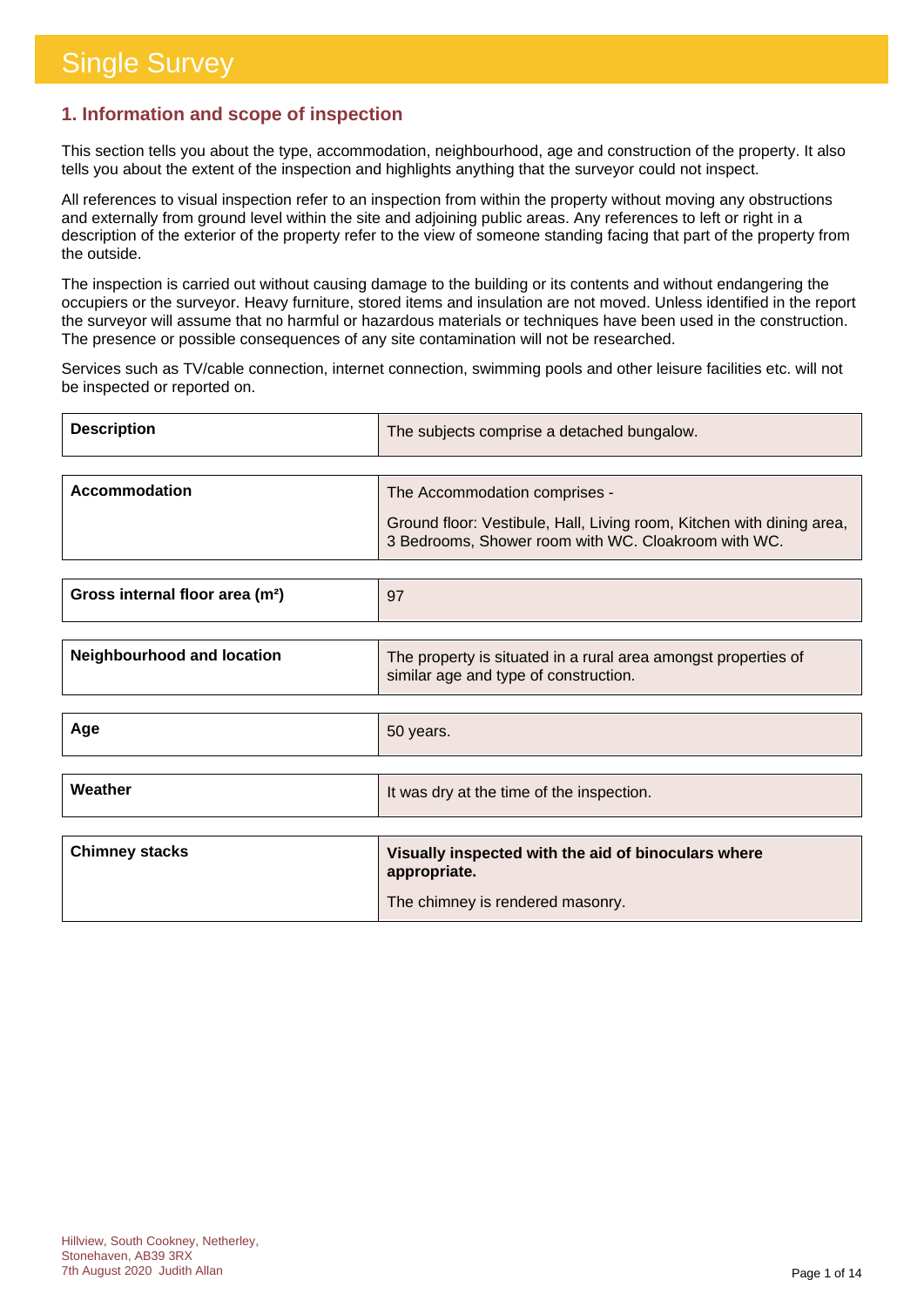# Single Survey

## 1. Information and scope of inspection

This section tells you about the type, accommodation, neighbourhood, age and construction of the property. It also tells you about the extent of the inspection and highlights anything that the surveyor could not inspect.

All references to visual inspection refer to an inspection from within the property without moving any obstructions and externally from ground level within the site and adjoining public areas. Any references to left or right in a description of the exterior of the property refer to the view of someone standing facing that part of the property from the outside.

The inspection is carried out without causing damage to the building or its contents and without endangering the occupiers or the surveyor. Heavy furniture, stored items and insulation are not moved. Unless identified in the report the surveyor will assume that no harmful or hazardous materials or techniques have been used in the construction. The presence or possible consequences of any site contamination will not be researched.

Services such as TV/cable connection, internet connection, swimming pools and other leisure facilities etc. will not be inspected or reported on.

| | |
|---|---|
| **Description** | The subjects comprise a detached bungalow. |
| **Accommodation** | The Accommodation comprises - <br><br> Ground floor: Vestibule, Hall, Living room, Kitchen with dining area, 3 Bedrooms, Shower room with WC. Cloakroom with WC. |
| **Gross internal floor area ($m^2$)** | 97 |
| **Neighbourhood and location** | The property is situated in a rural area amongst properties of similar age and type of construction. |
| **Age** | 50 years. |
| **Weather** | It was dry at the time of the inspection. |
| **Chimney stacks** | **Visually inspected with the aid of binoculars where appropriate.** <br><br> The chimney is rendered masonry. |

Hillview, South Cookney, Netherley,
Stonehaven, AB39 3RX
7th August 2020 Judith Allan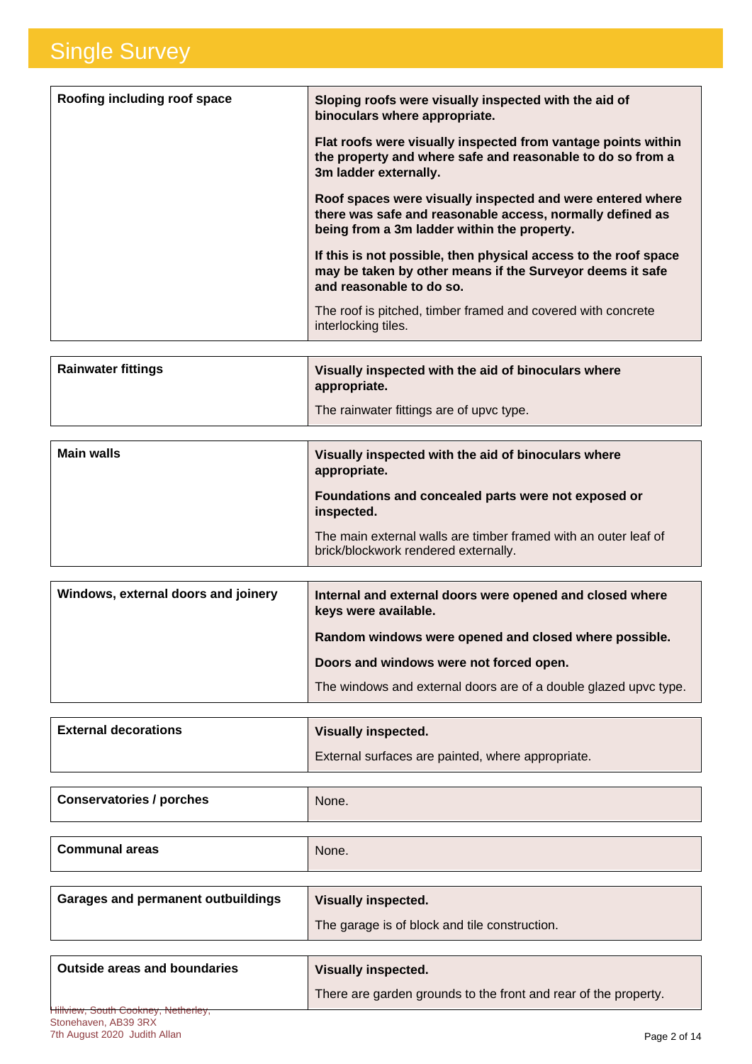# Single Survey

| Roofing including roof space | **Sloping roofs were visually inspected with the aid of binoculars where appropriate.**<br><br>**Flat roofs were visually inspected from vantage points within the property and where safe and reasonable to do so from a 3m ladder externally.**<br><br>**Roof spaces were visually inspected and were entered where there was safe and reasonable access, normally defined as being from a 3m ladder within the property.**<br><br>**If this is not possible, then physical access to the roof space may be taken by other means if the Surveyor deems it safe and reasonable to do so.**<br><br>The roof is pitched, timber framed and covered with concrete interlocking tiles. |
|---|---|

| Rainwater fittings | **Visually inspected with the aid of binoculars where appropriate.**<br><br>The rainwater fittings are of upvc type. |
|---|---|

| Main walls | **Visually inspected with the aid of binoculars where appropriate.**<br><br>**Foundations and concealed parts were not exposed or inspected.**<br><br>The main external walls are timber framed with an outer leaf of brick/blockwork rendered externally. |
|---|---|

| Windows, external doors and joinery | **Internal and external doors were opened and closed where keys were available.**<br><br>**Random windows were opened and closed where possible.**<br><br>**Doors and windows were not forced open.**<br><br>The windows and external doors are of a double glazed upvc type. |
|---|---|

| External decorations | **Visually inspected.**<br><br>External surfaces are painted, where appropriate. |
|---|---|

| Conservatories / porches | None. |
|---|---|

| Communal areas | None. |
|---|---|

| Garages and permanent outbuildings | **Visually inspected.**<br><br>The garage is of block and tile construction. |
|---|---|

| Outside areas and boundaries | **Visually inspected.**<br><br>There are garden grounds to the front and rear of the property. |
|---|---|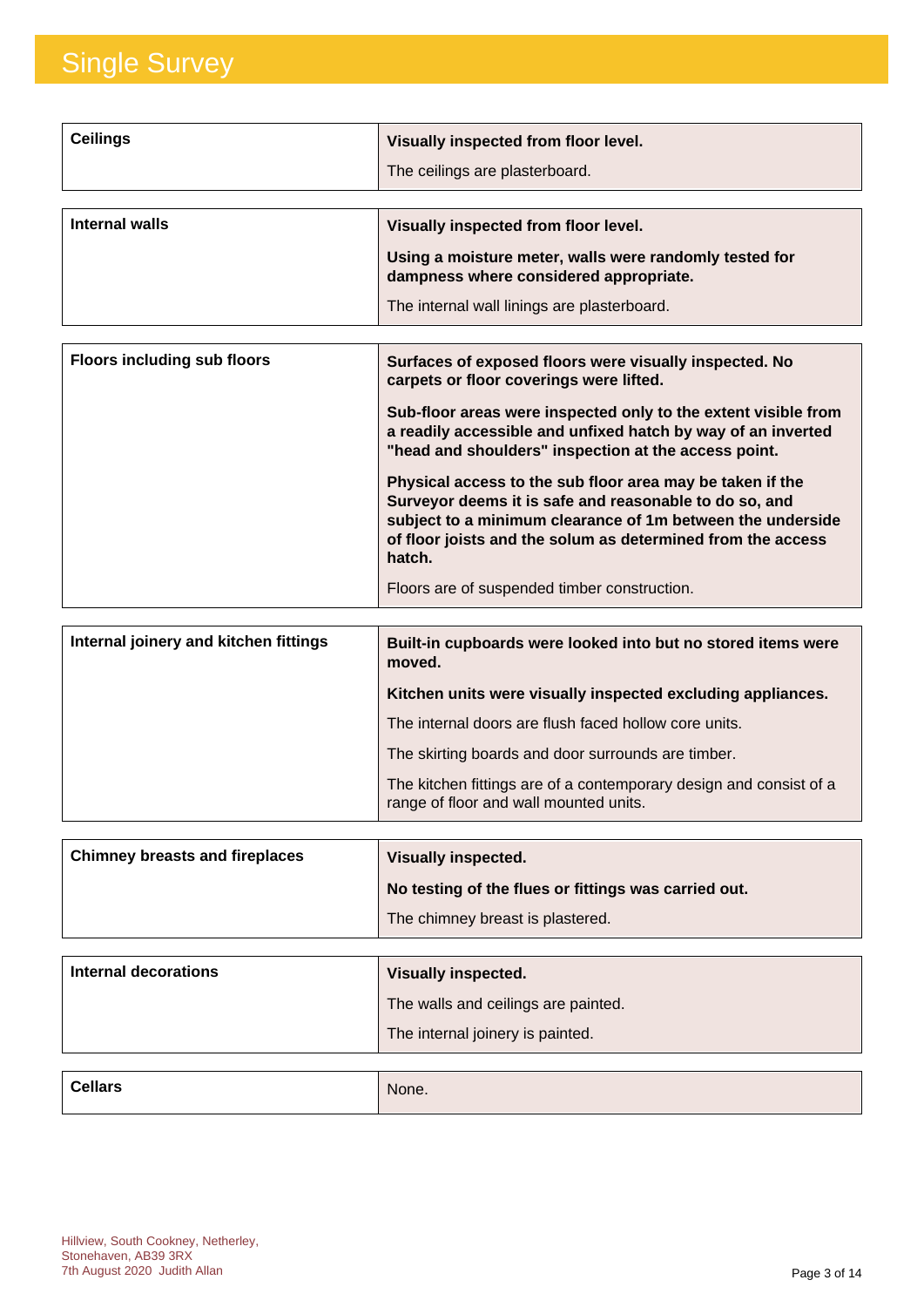# Single Survey

| Ceilings | **Visually inspected from floor level.**<br><br>The ceilings are plasterboard. |
|---|---|

| Internal walls | **Visually inspected from floor level.**<br><br>**Using a moisture meter, walls were randomly tested for dampness where considered appropriate.**<br><br>The internal wall linings are plasterboard. |
|---|---|

| Floors including sub floors | **Surfaces of exposed floors were visually inspected. No carpets or floor coverings were lifted.**<br><br>**Sub-floor areas were inspected only to the extent visible from a readily accessible and unfixed hatch by way of an inverted "head and shoulders" inspection at the access point.**<br><br>**Physical access to the sub floor area may be taken if the Surveyor deems it is safe and reasonable to do so, and subject to a minimum clearance of 1m between the underside of floor joists and the solum as determined from the access hatch.**<br><br>Floors are of suspended timber construction. |
|---|---|

| Internal joinery and kitchen fittings | **Built-in cupboards were looked into but no stored items were moved.**<br><br>**Kitchen units were visually inspected excluding appliances.**<br><br>The internal doors are flush faced hollow core units.<br><br>The skirting boards and door surrounds are timber.<br><br>The kitchen fittings are of a contemporary design and consist of a range of floor and wall mounted units. |
|---|---|

| Chimney breasts and fireplaces | **Visually inspected.**<br><br>**No testing of the flues or fittings was carried out.**<br><br>The chimney breast is plastered. |
|---|---|

| Internal decorations | **Visually inspected.**<br><br>The walls and ceilings are painted.<br><br>The internal joinery is painted. |
|---|---|

| Cellars | None. |
|---|---|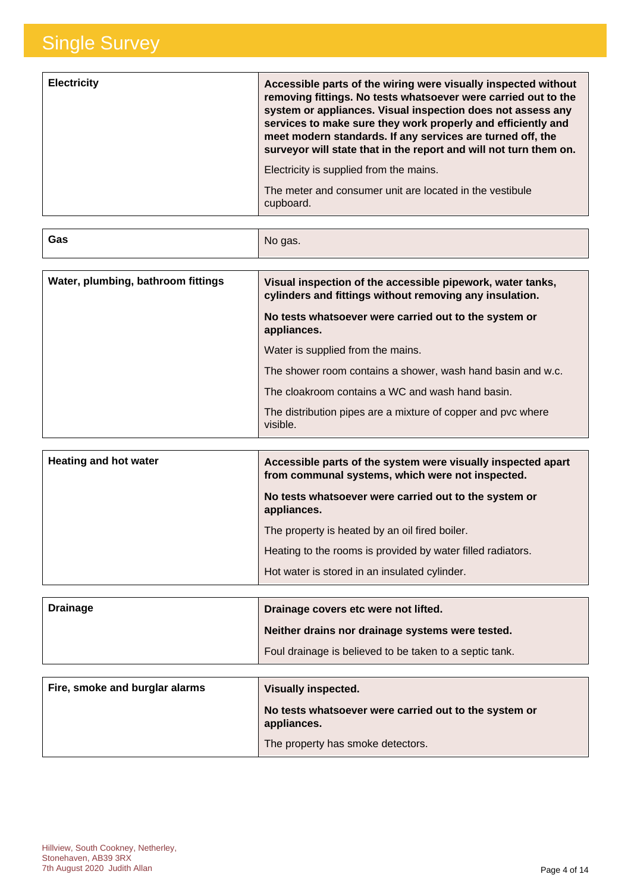# Single Survey

| | |
|---|---|
| **Electricity** | **Accessible parts of the wiring were visually inspected without removing fittings. No tests whatsoever were carried out to the system or appliances. Visual inspection does not assess any services to make sure they work properly and efficiently and meet modern standards. If any services are turned off, the surveyor will state that in the report and will not turn them on.**<br><br>Electricity is supplied from the mains.<br><br>The meter and consumer unit are located in the vestibule cupboard. |

| | |
|---|---|
| **Gas** | No gas. |

| | |
|---|---|
| **Water, plumbing, bathroom fittings** | **Visual inspection of the accessible pipework, water tanks, cylinders and fittings without removing any insulation.**<br><br>**No tests whatsoever were carried out to the system or appliances.**<br><br>Water is supplied from the mains.<br><br>The shower room contains a shower, wash hand basin and w.c.<br><br>The cloakroom contains a WC and wash hand basin.<br><br>The distribution pipes are a mixture of copper and pvc where visible. |

| | |
|---|---|
| **Heating and hot water** | **Accessible parts of the system were visually inspected apart from communal systems, which were not inspected.**<br><br>**No tests whatsoever were carried out to the system or appliances.**<br><br>The property is heated by an oil fired boiler.<br><br>Heating to the rooms is provided by water filled radiators.<br><br>Hot water is stored in an insulated cylinder. |

| | |
|---|---|
| **Drainage** | **Drainage covers etc were not lifted.**<br><br>**Neither drains nor drainage systems were tested.**<br><br>Foul drainage is believed to be taken to a septic tank. |

| | |
|---|---|
| **Fire, smoke and burglar alarms** | **Visually inspected.**<br><br>**No tests whatsoever were carried out to the system or appliances.**<br><br>The property has smoke detectors. |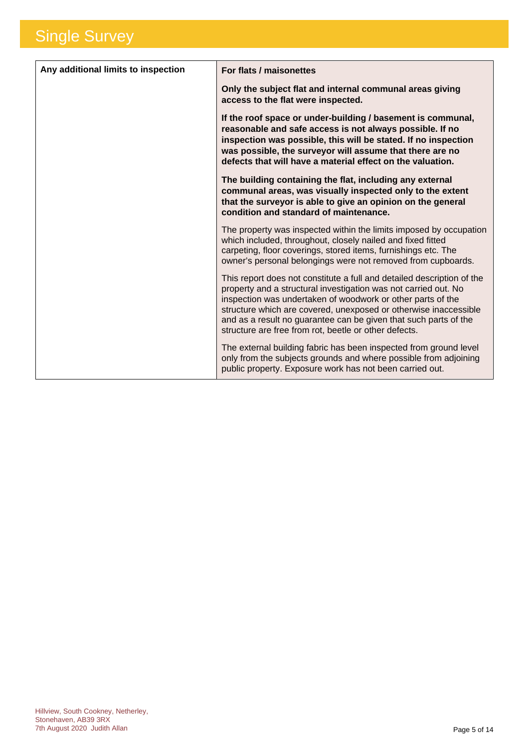# Single Survey

| Any additional limits to inspection | **For flats / maisonettes**<br><br>**Only the subject flat and internal communal areas giving access to the flat were inspected.**<br><br>**If the roof space or under-building / basement is communal, reasonable and safe access is not always possible. If no inspection was possible, this will be stated. If no inspection was possible, the surveyor will assume that there are no defects that will have a material effect on the valuation.**<br><br>**The building containing the flat, including any external communal areas, was visually inspected only to the extent that the surveyor is able to give an opinion on the general condition and standard of maintenance.**<br><br>The property was inspected within the limits imposed by occupation which included, throughout, closely nailed and fixed fitted carpeting, floor coverings, stored items, furnishings etc. The owner's personal belongings were not removed from cupboards.<br><br>This report does not constitute a full and detailed description of the property and a structural investigation was not carried out. No inspection was undertaken of woodwork or other parts of the structure which are covered, unexposed or otherwise inaccessible and as a result no guarantee can be given that such parts of the structure are free from rot, beetle or other defects.<br><br>The external building fabric has been inspected from ground level only from the subjects grounds and where possible from adjoining public property. Exposure work has not been carried out. |
|---|---|

Hillview, South Cookney, Netherley,
Stonehaven, AB39 3RX
7th August 2020 Judith Allan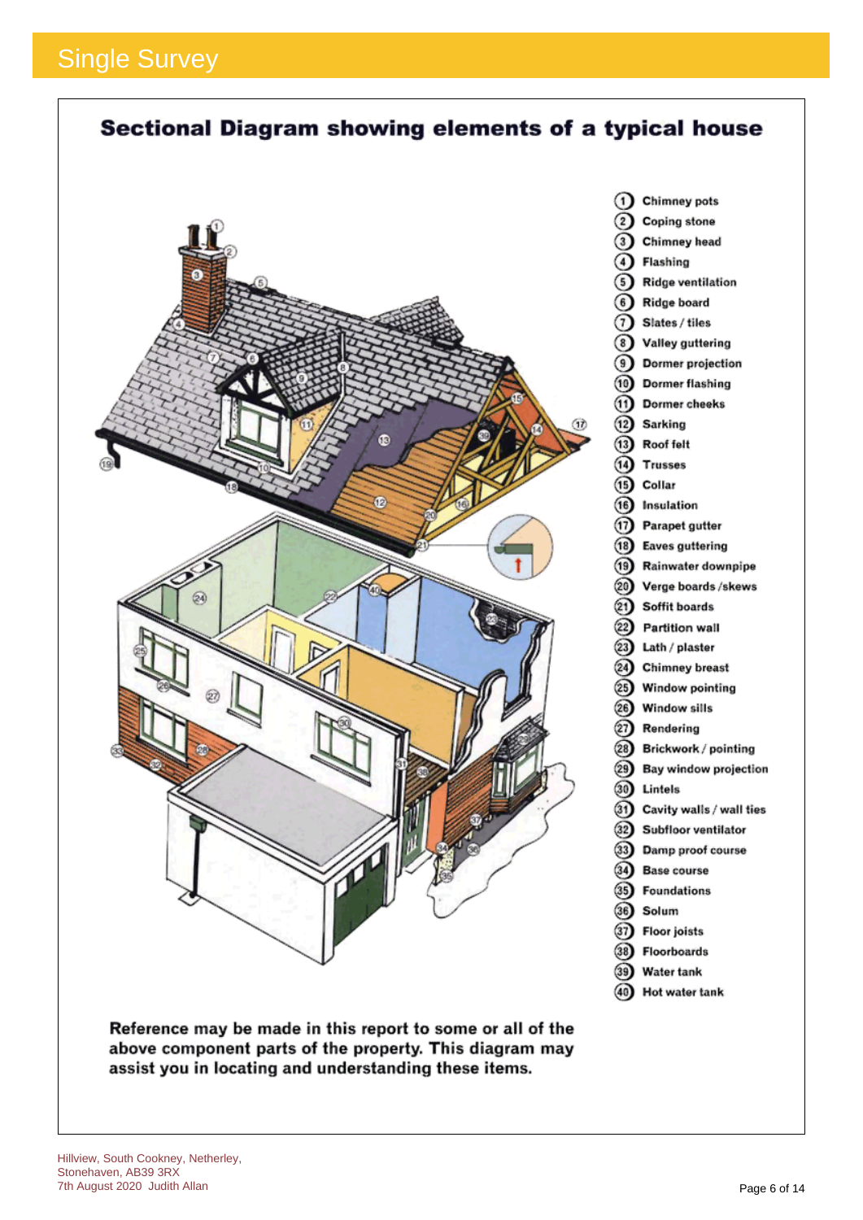# Single Survey

## Sectional Diagram showing elements of a typical house

1. Chimney pots
2. Coping stone
3. Chimney head
4. Flashing
5. Ridge ventilation
6. Ridge board
7. Slates / tiles
8. Valley guttering
9. Dormer projection
10. Dormer flashing
11. Dormer cheeks
12. Sarking
13. Roof felt
14. Trusses
15. Collar
16. Insulation
17. Parapet gutter
18. Eaves guttering
19. Rainwater downpipe
20. Verge boards /skews
21. Soffit boards
22. Partition wall
23. Lath / plaster
24. Chimney breast
25. Window pointing
26. Window sills
27. Rendering
28. Brickwork / pointing
29. Bay window projection
30. Lintels
31. Cavity walls / wall ties
32. Subfloor ventilator
33. Damp proof course
34. Base course
35. Foundations
36. Solum
37. Floor joists
38. Floorboards
39. Water tank
40. Hot water tank

**Reference may be made in this report to some or all of the above component parts of the property. This diagram may assist you in locating and understanding these items.**

Hillview, South Cookney, Netherley,
Stonehaven, AB39 3RX
7th August 2020 Judith Allan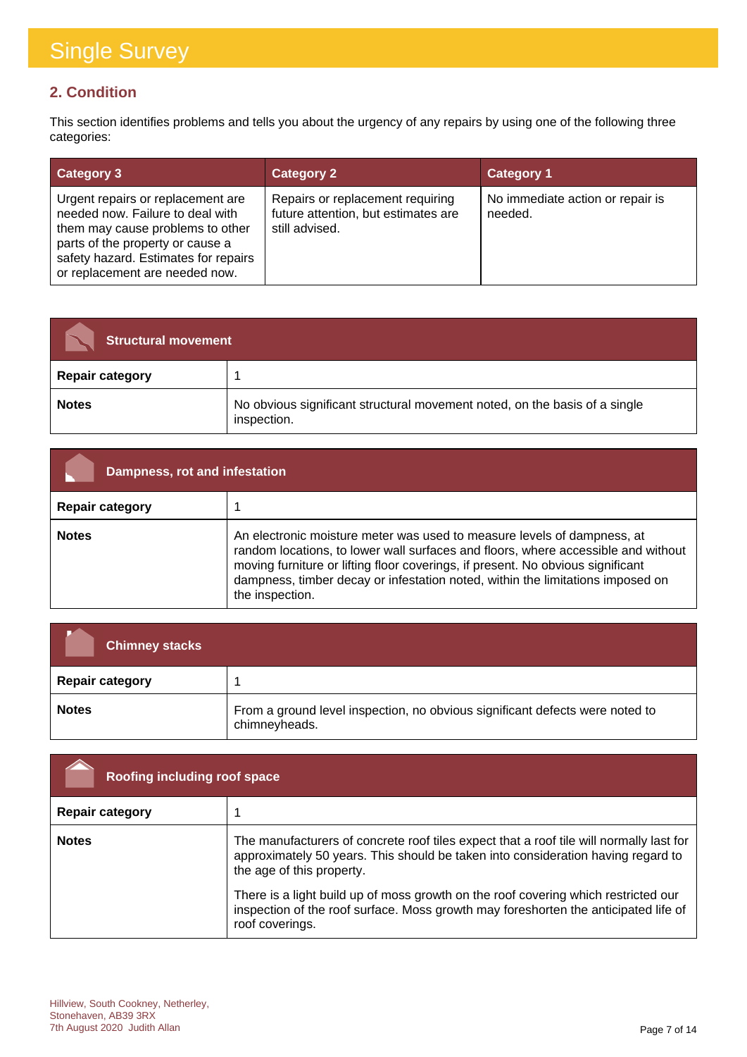# Single Survey

## 2. Condition

This section identifies problems and tells you about the urgency of any repairs by using one of the following three categories:

| Category 3 | Category 2 | Category 1 |
|---|---|---|
| Urgent repairs or replacement are needed now. Failure to deal with them may cause problems to other parts of the property or cause a safety hazard. Estimates for repairs or replacement are needed now. | Repairs or replacement requiring future attention, but estimates are still advised. | No immediate action or repair is needed. |

| Structural movement | |
|---|---|
| **Repair category** | 1 |
| **Notes** | No obvious significant structural movement noted, on the basis of a single inspection. |

| Dampness, rot and infestation | |
|---|---|
| **Repair category** | 1 |
| **Notes** | An electronic moisture meter was used to measure levels of dampness, at random locations, to lower wall surfaces and floors, where accessible and without moving furniture or lifting floor coverings, if present. No obvious significant dampness, timber decay or infestation noted, within the limitations imposed on the inspection. |

| Chimney stacks | |
|---|---|
| **Repair category** | 1 |
| **Notes** | From a ground level inspection, no obvious significant defects were noted to chimneyheads. |

| Roofing including roof space | |
|---|---|
| **Repair category** | 1 |
| **Notes** | The manufacturers of concrete roof tiles expect that a roof tile will normally last for approximately 50 years. This should be taken into consideration having regard to the age of this property.<br><br>There is a light build up of moss growth on the roof covering which restricted our inspection of the roof surface. Moss growth may foreshorten the anticipated life of roof coverings. |

Hillview, South Cookney, Netherley, Stonehaven, AB39 3RX
7th August 2020 Judith Allan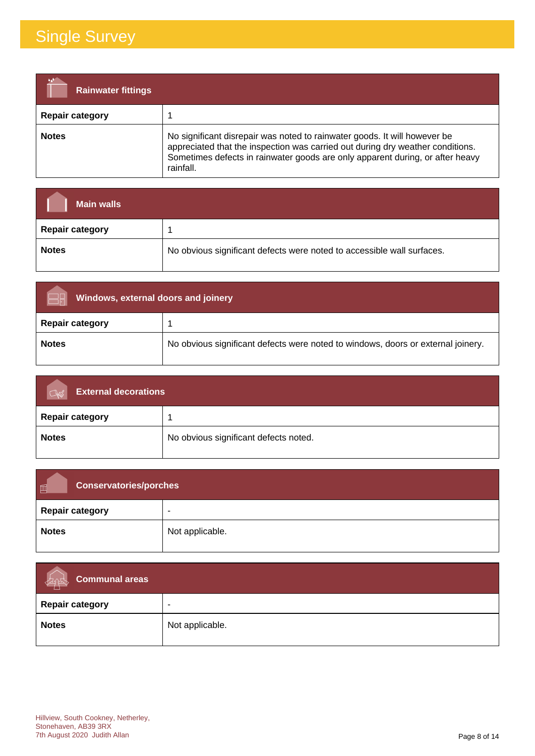# Single Survey

| Rainwater fittings | |
|---|---|
| **Repair category** | 1 |
| **Notes** | No significant disrepair was noted to rainwater goods. It will however be appreciated that the inspection was carried out during dry weather conditions. Sometimes defects in rainwater goods are only apparent during, or after heavy rainfall. |

| Main walls | |
|---|---|
| **Repair category** | 1 |
| **Notes** | No obvious significant defects were noted to accessible wall surfaces. |

| Windows, external doors and joinery | |
|---|---|
| **Repair category** | 1 |
| **Notes** | No obvious significant defects were noted to windows, doors or external joinery. |

| External decorations | |
|---|---|
| **Repair category** | 1 |
| **Notes** | No obvious significant defects noted. |

| Conservatories/porches | |
|---|---|
| **Repair category** | - |
| **Notes** | Not applicable. |

| Communal areas | |
|---|---|
| **Repair category** | - |
| **Notes** | Not applicable. |

Hillview, South Cookney, Netherley,
Stonehaven, AB39 3RX
7th August 2020 Judith Allan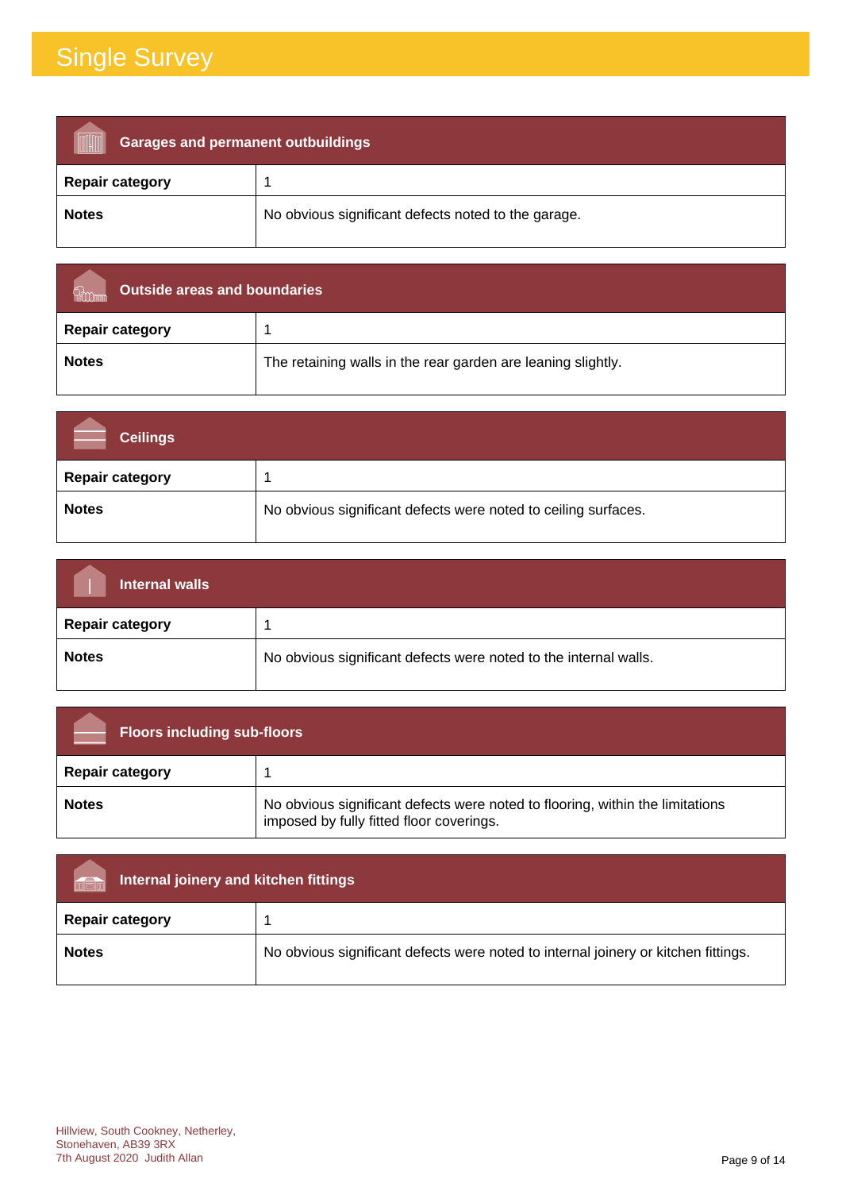# Single Survey

| Garages and permanent outbuildings | |
|---|---|
| **Repair category** | 1 |
| **Notes** | No obvious significant defects noted to the garage. |

| Outside areas and boundaries | |
|---|---|
| **Repair category** | 1 |
| **Notes** | The retaining walls in the rear garden are leaning slightly. |

| Ceilings | |
|---|---|
| **Repair category** | 1 |
| **Notes** | No obvious significant defects were noted to ceiling surfaces. |

| Internal walls | |
|---|---|
| **Repair category** | 1 |
| **Notes** | No obvious significant defects were noted to the internal walls. |

| Floors including sub-floors | |
|---|---|
| **Repair category** | 1 |
| **Notes** | No obvious significant defects were noted to flooring, within the limitations imposed by fully fitted floor coverings. |

| Internal joinery and kitchen fittings | |
|---|---|
| **Repair category** | 1 |
| **Notes** | No obvious significant defects were noted to internal joinery or kitchen fittings. |

Hillview, South Cookney, Netherley,
Stonehaven, AB39 3RX
7th August 2020 Judith Allan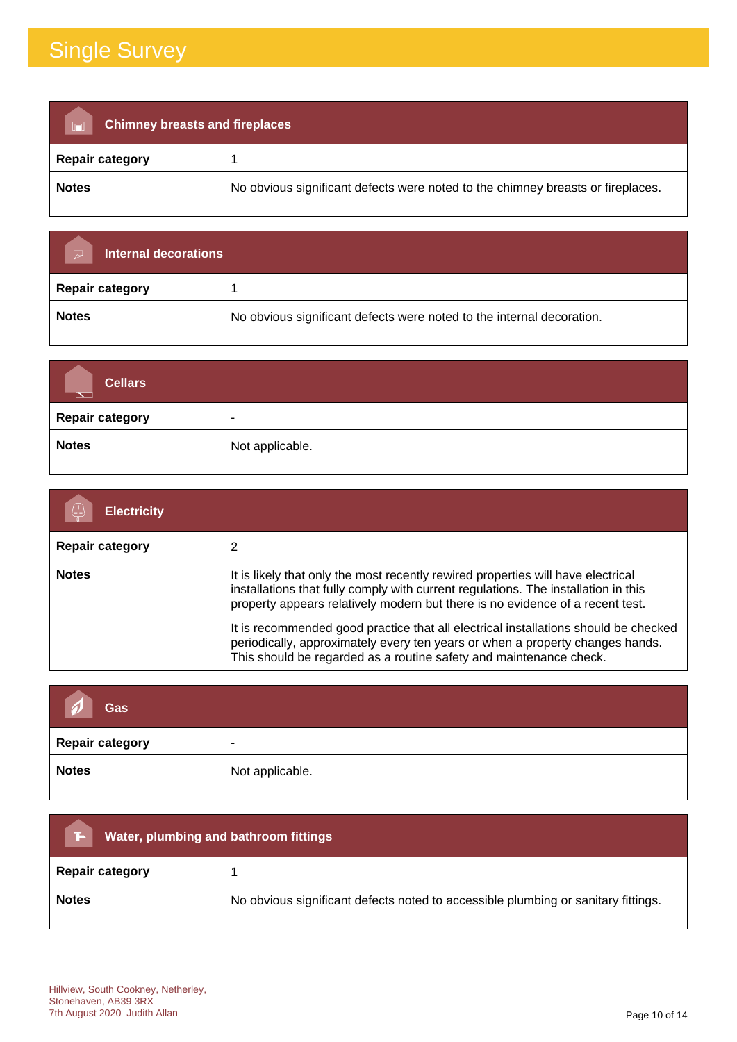## Chimney breasts and fireplaces

| | |
|---|---|
| **Repair category** | 1 |
| **Notes** | No obvious significant defects were noted to the chimney breasts or fireplaces. |

## Internal decorations

| | |
|---|---|
| **Repair category** | 1 |
| **Notes** | No obvious significant defects were noted to the internal decoration. |

## Cellars

| | |
|---|---|
| **Repair category** | - |
| **Notes** | Not applicable. |

## Electricity

| | |
|---|---|
| **Repair category** | 2 |
| **Notes** | It is likely that only the most recently rewired properties will have electrical installations that fully comply with current regulations. The installation in this property appears relatively modern but there is no evidence of a recent test.<br><br>It is recommended good practice that all electrical installations should be checked periodically, approximately every ten years or when a property changes hands. This should be regarded as a routine safety and maintenance check. |

## Gas

| | |
|---|---|
| **Repair category** | - |
| **Notes** | Not applicable. |

## Water, plumbing and bathroom fittings

| | |
|---|---|
| **Repair category** | 1 |
| **Notes** | No obvious significant defects noted to accessible plumbing or sanitary fittings. |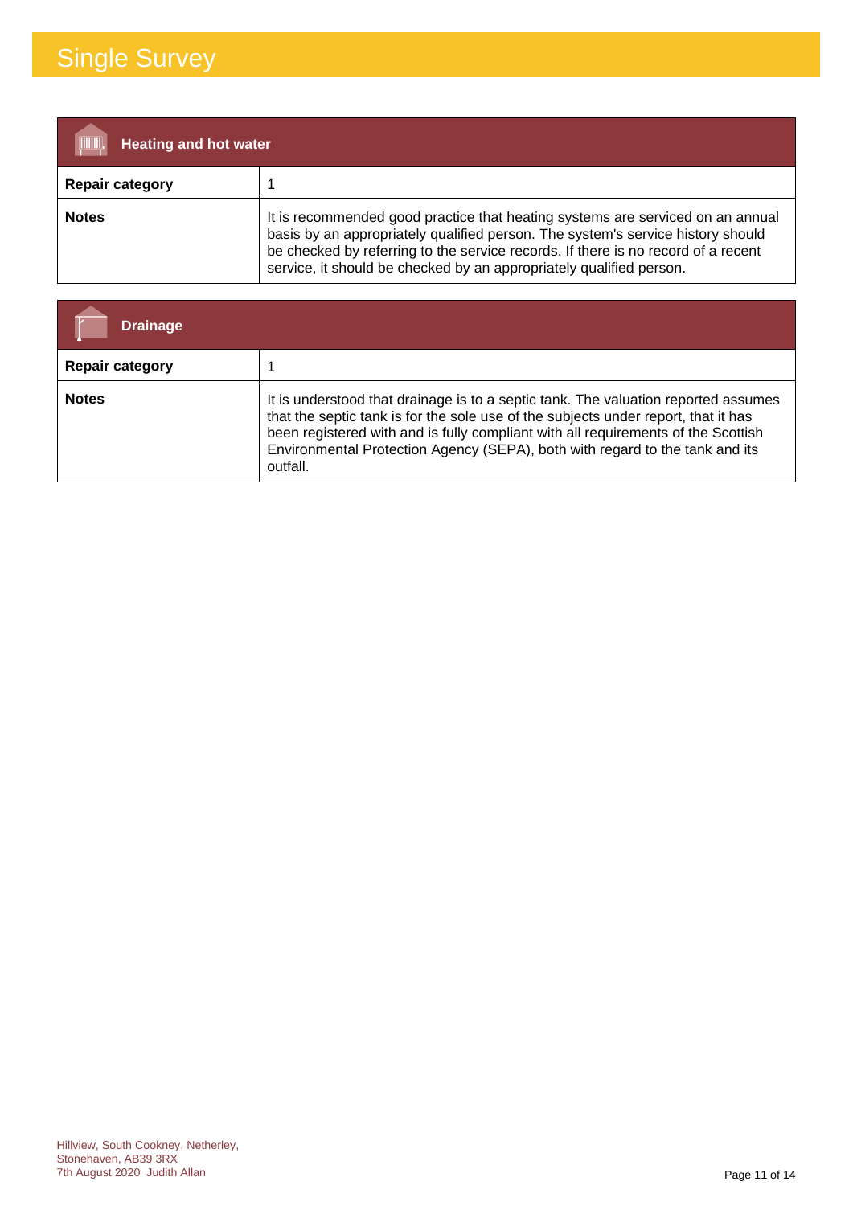# Single Survey

| Heating and hot water | |
|---|---|
| **Repair category** | 1 |
| **Notes** | It is recommended good practice that heating systems are serviced on an annual basis by an appropriately qualified person. The system's service history should be checked by referring to the service records. If there is no record of a recent service, it should be checked by an appropriately qualified person. |

| Drainage | |
|---|---|
| **Repair category** | 1 |
| **Notes** | It is understood that drainage is to a septic tank. The valuation reported assumes that the septic tank is for the sole use of the subjects under report, that it has been registered with and is fully compliant with all requirements of the Scottish Environmental Protection Agency (SEPA), both with regard to the tank and its outfall. |

Hillview, South Cookney, Netherley, Stonehaven, AB39 3RX
7th August 2020 Judith Allan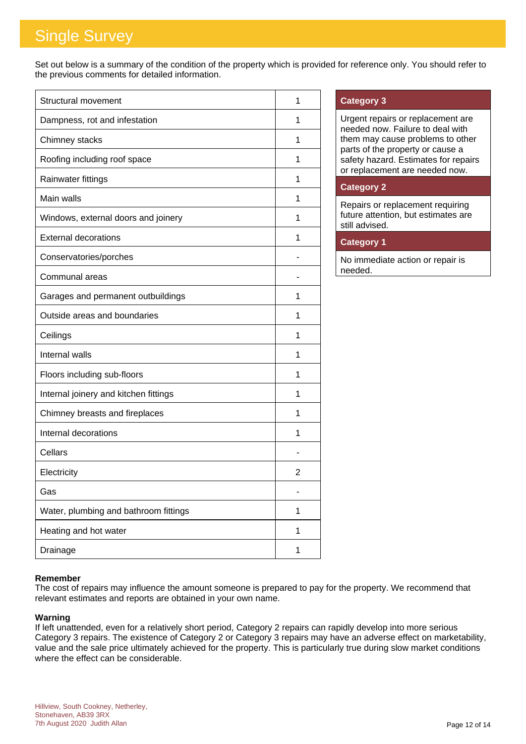# Single Survey

Set out below is a summary of the condition of the property which is provided for reference only. You should refer to the previous comments for detailed information.

| | |
|---|---|
| Structural movement | 1 |
| Dampness, rot and infestation | 1 |
| Chimney stacks | 1 |
| Roofing including roof space | 1 |
| Rainwater fittings | 1 |
| Main walls | 1 |
| Windows, external doors and joinery | 1 |
| External decorations | 1 |
| Conservatories/porches | - |
| Communal areas | - |
| Garages and permanent outbuildings | 1 |
| Outside areas and boundaries | 1 |
| Ceilings | 1 |
| Internal walls | 1 |
| Floors including sub-floors | 1 |
| Internal joinery and kitchen fittings | 1 |
| Chimney breasts and fireplaces | 1 |
| Internal decorations | 1 |
| Cellars | - |
| Electricity | 2 |
| Gas | - |
| Water, plumbing and bathroom fittings | 1 |
| Heating and hot water | 1 |
| Drainage | 1 |

**Category 3**

Urgent repairs or replacement are needed now. Failure to deal with them may cause problems to other parts of the property or cause a safety hazard. Estimates for repairs or replacement are needed now.

**Category 2**

Repairs or replacement requiring future attention, but estimates are still advised.

**Category 1**

No immediate action or repair is needed.

**Remember**

The cost of repairs may influence the amount someone is prepared to pay for the property. We recommend that relevant estimates and reports are obtained in your own name.

**Warning**

If left unattended, even for a relatively short period, Category 2 repairs can rapidly develop into more serious Category 3 repairs. The existence of Category 2 or Category 3 repairs may have an adverse effect on marketability, value and the sale price ultimately achieved for the property. This is particularly true during slow market conditions where the effect can be considerable.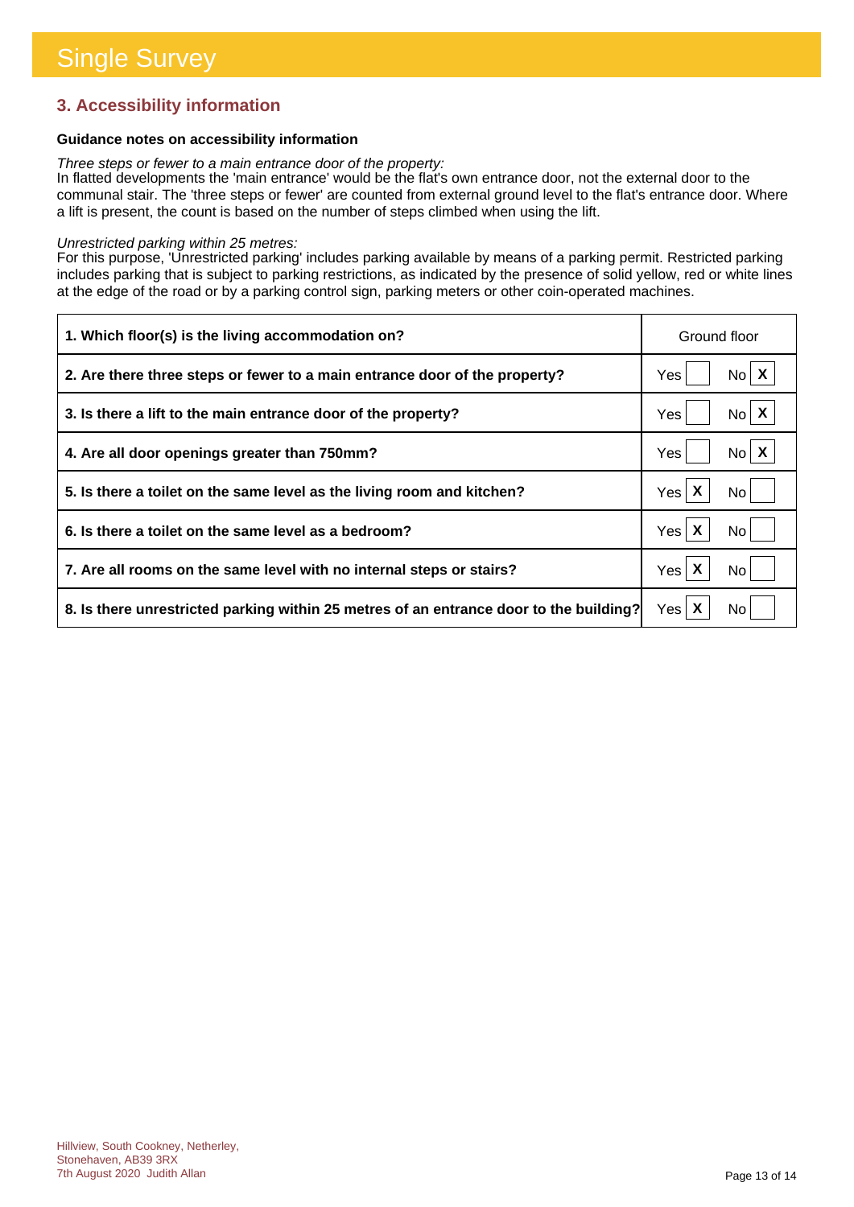# Single Survey

## 3. Accessibility information

**Guidance notes on accessibility information**

*Three steps or fewer to a main entrance door of the property:*
In flatted developments the 'main entrance' would be the flat's own entrance door, not the external door to the communal stair. The 'three steps or fewer' are counted from external ground level to the flat's entrance door. Where a lift is present, the count is based on the number of steps climbed when using the lift.

*Unrestricted parking within 25 metres:*
For this purpose, 'Unrestricted parking' includes parking available by means of a parking permit. Restricted parking includes parking that is subject to parking restrictions, as indicated by the presence of solid yellow, red or white lines at the edge of the road or by a parking control sign, parking meters or other coin-operated machines.

| Question | Answer |
|---|---|
| **1. Which floor(s) is the living accommodation on?** | Ground floor |
| **2. Are there three steps or fewer to a main entrance door of the property?** | No |
| **3. Is there a lift to the main entrance door of the property?** | No |
| **4. Are all door openings greater than 750mm?** | No |
| **5. Is there a toilet on the same level as the living room and kitchen?** | Yes |
| **6. Is there a toilet on the same level as a bedroom?** | Yes |
| **7. Are all rooms on the same level with no internal steps or stairs?** | Yes |
| **8. Is there unrestricted parking within 25 metres of an entrance door to the building?** | Yes |

Hillview, South Cookney, Netherley, Stonehaven, AB39 3RX
7th August 2020 Judith Allan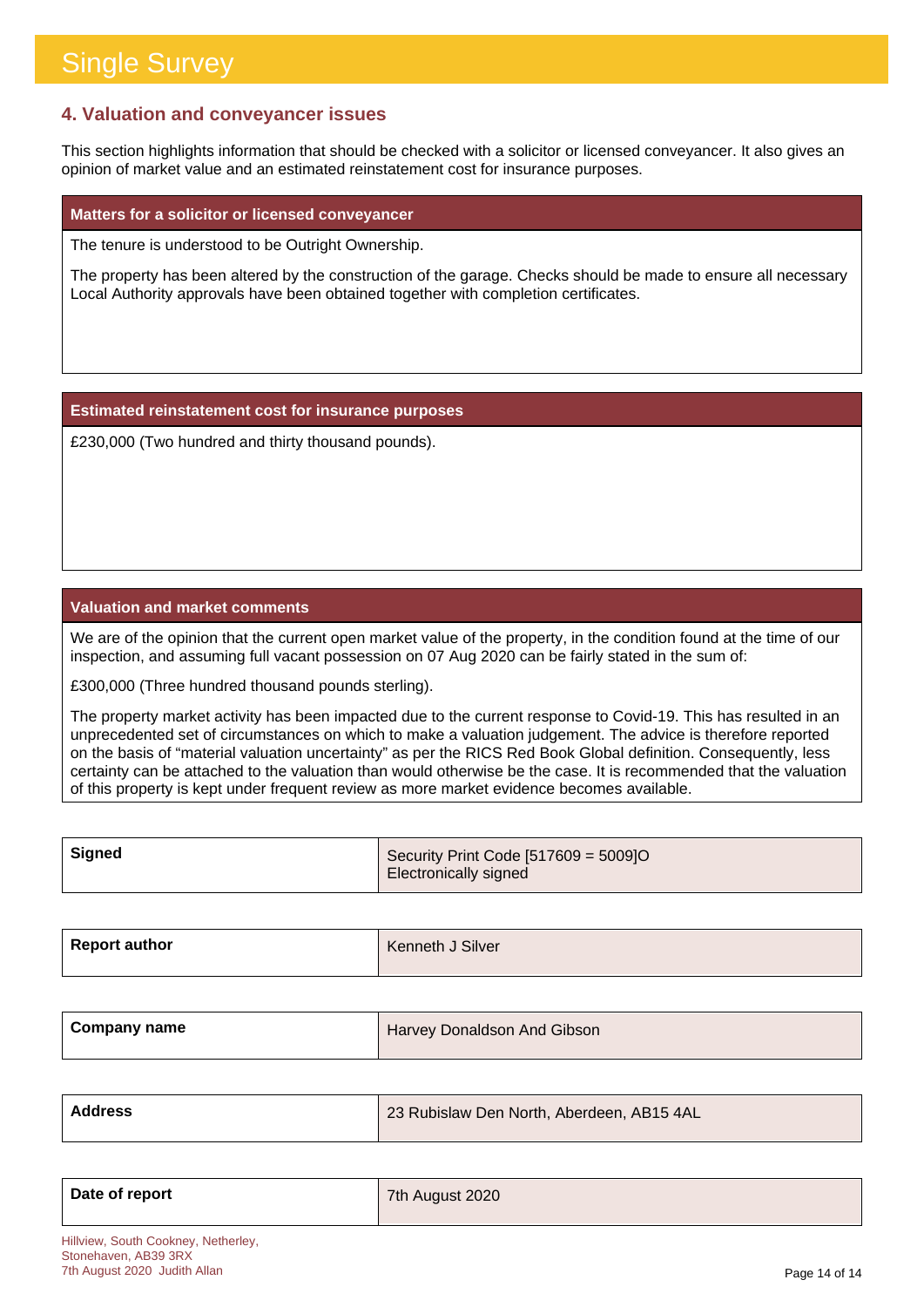## 4. Valuation and conveyancer issues

This section highlights information that should be checked with a solicitor or licensed conveyancer. It also gives an opinion of market value and an estimated reinstatement cost for insurance purposes.

### Matters for a solicitor or licensed conveyancer

The tenure is understood to be Outright Ownership.

The property has been altered by the construction of the garage. Checks should be made to ensure all necessary Local Authority approvals have been obtained together with completion certificates.

### Estimated reinstatement cost for insurance purposes

£230,000 (Two hundred and thirty thousand pounds).

### Valuation and market comments

We are of the opinion that the current open market value of the property, in the condition found at the time of our inspection, and assuming full vacant possession on 07 Aug 2020 can be fairly stated in the sum of:

£300,000 (Three hundred thousand pounds sterling).

The property market activity has been impacted due to the current response to Covid-19. This has resulted in an unprecedented set of circumstances on which to make a valuation judgement. The advice is therefore reported on the basis of "material valuation uncertainty" as per the RICS Red Book Global definition. Consequently, less certainty can be attached to the valuation than would otherwise be the case. It is recommended that the valuation of this property is kept under frequent review as more market evidence becomes available.

| | |
|---|---|
| **Signed** | Security Print Code [517609 = 5009]O<br>Electronically signed |
| **Report author** | Kenneth J Silver |
| **Company name** | Harvey Donaldson And Gibson |
| **Address** | 23 Rubislaw Den North, Aberdeen, AB15 4AL |
| **Date of report** | 7th August 2020 |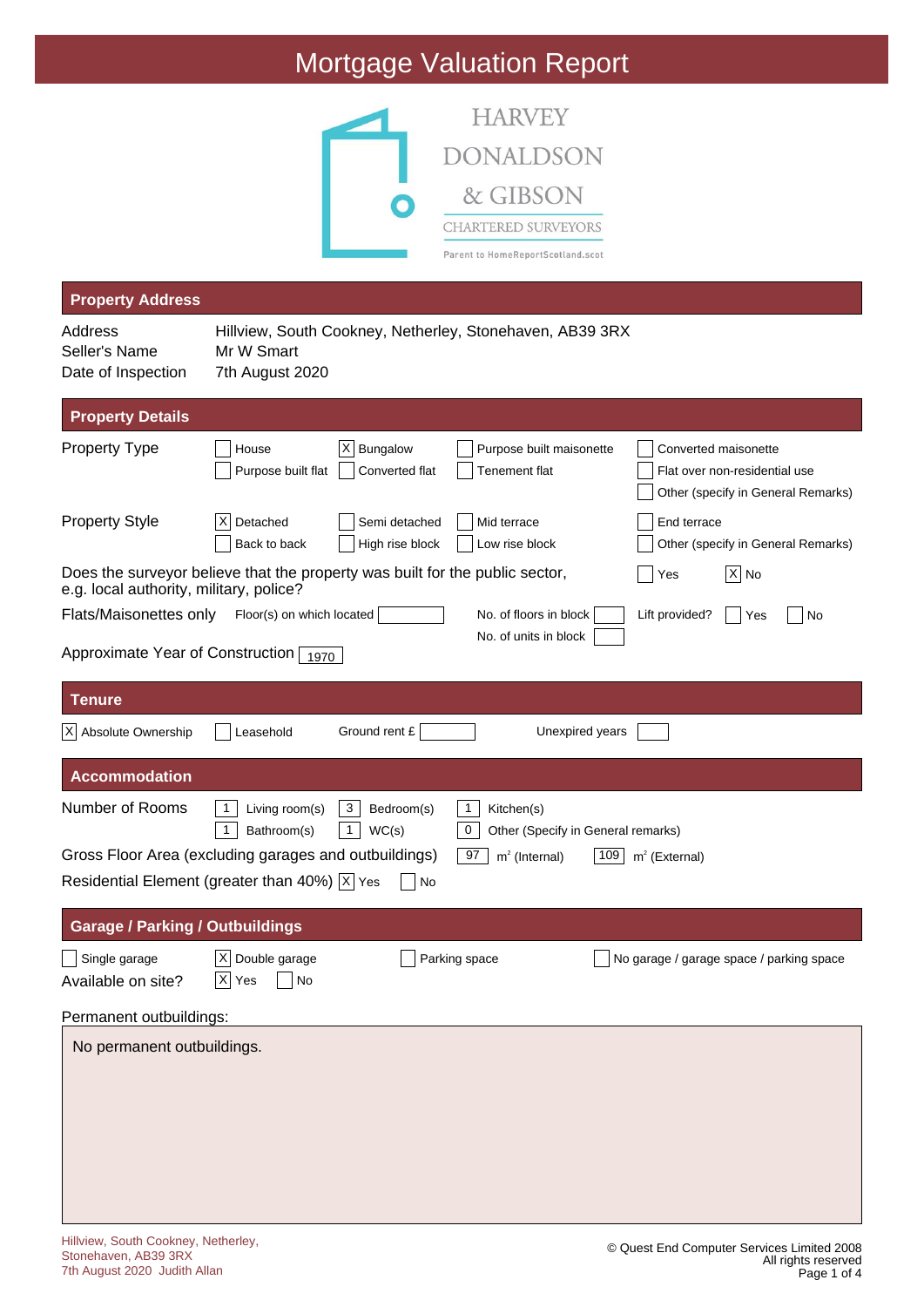# Mortgage Valuation Report

HARVEY DONALDSON & GIBSON
CHARTERED SURVEYORS
Parent to HomeReportScotland.scot

## Property Address

| | |
|---|---|
| Address | Hillview, South Cookney, Netherley, Stonehaven, AB39 3RX |
| Seller's Name | Mr W Smart |
| Date of Inspection | 7th August 2020 |

## Property Details

**Property Type**

- [ ] House
- [x] Bungalow
- [ ] Purpose built maisonette
- [ ] Converted maisonette
- [ ] Purpose built flat
- [ ] Converted flat
- [ ] Tenement flat
- [ ] Flat over non-residential use
- [ ] Other (specify in General Remarks)

**Property Style**

- [x] Detached
- [ ] Semi detached
- [ ] Mid terrace
- [ ] End terrace
- [ ] Back to back
- [ ] High rise block
- [ ] Low rise block
- [ ] Other (specify in General Remarks)

Does the surveyor believe that the property was built for the public sector, e.g. local authority, military, police? [ ] Yes [x] No

Flats/Maisonettes only: Floor(s) on which located: ___ No. of floors in block: ___ Lift provided? [ ] Yes [ ] No
No. of units in block: ___

Approximate Year of Construction: 1970

## Tenure

- [x] Absolute Ownership
- [ ] Leasehold

Ground rent £ ___ Unexpired years ___

## Accommodation

**Number of Rooms**

| | | | | | |
|---|---|---|---|---|---|
| 1 | Living room(s) | 3 | Bedroom(s) | 1 | Kitchen(s) |
| 1 | Bathroom(s) | 1 | WC(s) | 0 | Other (Specify in General remarks) |

Gross Floor Area (excluding garages and outbuildings): 97 m² (Internal) 109 m² (External)

Residential Element (greater than 40%) [x] Yes [ ] No

## Garage / Parking / Outbuildings

- [ ] Single garage
- [x] Double garage
- [ ] Parking space
- [ ] No garage / garage space / parking space

Available on site? [x] Yes [ ] No

Permanent outbuildings:

No permanent outbuildings.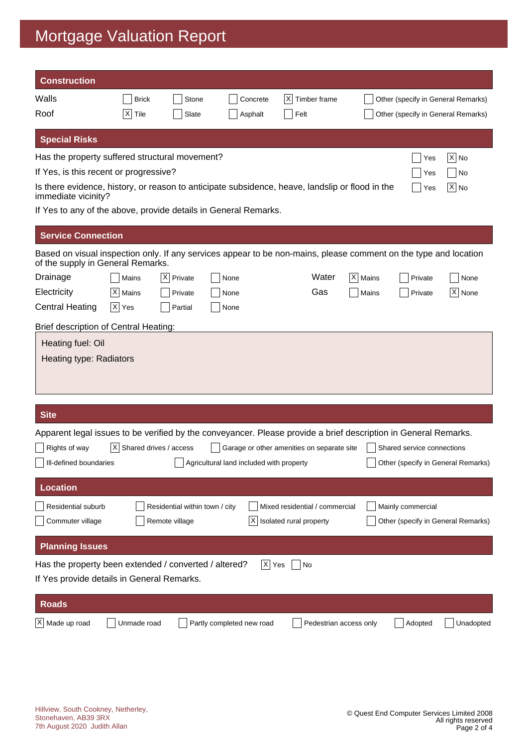# Mortgage Valuation Report

## Construction

| | | | | | |
|---|---|---|---|---|---|
| Walls | [ ] Brick | [ ] Stone | [ ] Concrete | [X] Timber frame | [ ] Other (specify in General Remarks) |
| Roof | [X] Tile | [ ] Slate | [ ] Asphalt | [ ] Felt | [ ] Other (specify in General Remarks) |

## Special Risks

| | | |
|---|---|---|
| Has the property suffered structural movement? | [ ] Yes | [X] No |
| If Yes, is this recent or progressive? | [ ] Yes | [ ] No |
| Is there evidence, history, or reason to anticipate subsidence, heave, landslip or flood in the immediate vicinity? | [ ] Yes | [X] No |

If Yes to any of the above, provide details in General Remarks.

## Service Connection

Based on visual inspection only. If any services appear to be non-mains, please comment on the type and location of the supply in General Remarks.

| | | | | | | | |
|---|---|---|---|---|---|---|---|
| Drainage | [ ] Mains | [X] Private | [ ] None | Water | [X] Mains | [ ] Private | [ ] None |
| Electricity | [X] Mains | [ ] Private | [ ] None | Gas | [ ] Mains | [ ] Private | [X] None |
| Central Heating | [X] Yes | [ ] Partial | [ ] None | | | | |

Brief description of Central Heating:

Heating fuel: Oil

Heating type: Radiators

## Site

Apparent legal issues to be verified by the conveyancer. Please provide a brief description in General Remarks.

- [ ] Rights of way
- [X] Shared drives / access
- [ ] Garage or other amenities on separate site
- [ ] Shared service connections
- [ ] Ill-defined boundaries
- [ ] Agricultural land included with property
- [ ] Other (specify in General Remarks)

## Location

- [ ] Residential suburb
- [ ] Residential within town / city
- [ ] Mixed residential / commercial
- [ ] Mainly commercial
- [ ] Commuter village
- [ ] Remote village
- [X] Isolated rural property
- [ ] Other (specify in General Remarks)

## Planning Issues

Has the property been extended / converted / altered? [X] Yes [ ] No

If Yes provide details in General Remarks.

## Roads

- [X] Made up road
- [ ] Unmade road
- [ ] Partly completed new road
- [ ] Pedestrian access only
- [ ] Adopted
- [ ] Unadopted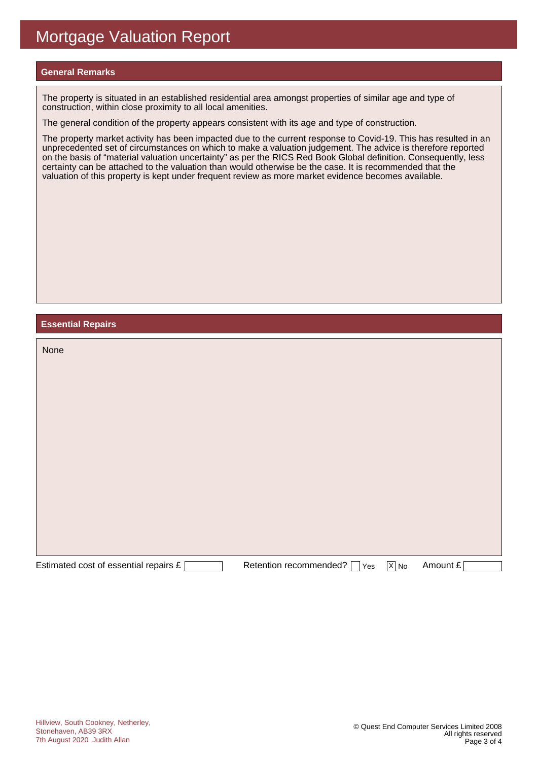# Mortgage Valuation Report

## General Remarks

The property is situated in an established residential area amongst properties of similar age and type of construction, within close proximity to all local amenities.

The general condition of the property appears consistent with its age and type of construction.

The property market activity has been impacted due to the current response to Covid-19. This has resulted in an unprecedented set of circumstances on which to make a valuation judgement. The advice is therefore reported on the basis of "material valuation uncertainty" as per the RICS Red Book Global definition. Consequently, less certainty can be attached to the valuation than would otherwise be the case. It is recommended that the valuation of this property is kept under frequent review as more market evidence becomes available.

## Essential Repairs

None

Estimated cost of essential repairs £ 

Retention recommended? [ ] Yes [X] No

Amount £ 

Hillview, South Cookney, Netherley,
Stonehaven, AB39 3RX
7th August 2020 Judith Allan

© Quest End Computer Services Limited 2008
All rights reserved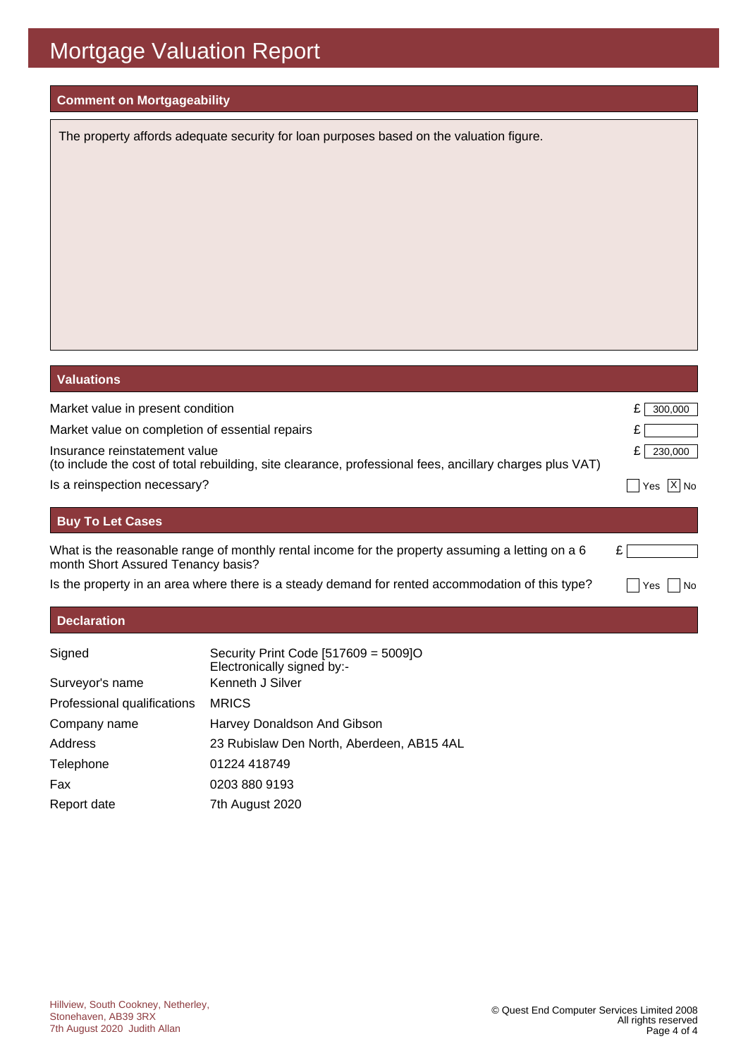# Mortgage Valuation Report

## Comment on Mortgageability

The property affords adequate security for loan purposes based on the valuation figure.

## Valuations

| | |
|---|---|
| Market value in present condition | £ 300,000 |
| Market value on completion of essential repairs | £ |
| Insurance reinstatement value<br>(to include the cost of total rebuilding, site clearance, professional fees, ancillary charges plus VAT) | £ 230,000 |
| Is a reinspection necessary? | [ ] Yes [X] No |

## Buy To Let Cases

| | |
|---|---|
| What is the reasonable range of monthly rental income for the property assuming a letting on a 6 month Short Assured Tenancy basis? | £ |
| Is the property in an area where there is a steady demand for rented accommodation of this type? | [ ] Yes [ ] No |

## Declaration

| | |
|---|---|
| Signed | Security Print Code [517609 = 5009]O<br>Electronically signed by:- |
| Surveyor's name | Kenneth J Silver |
| Professional qualifications | MRICS |
| Company name | Harvey Donaldson And Gibson |
| Address | 23 Rubislaw Den North, Aberdeen, AB15 4AL |
| Telephone | 01224 418749 |
| Fax | 0203 880 9193 |
| Report date | 7th August 2020 |